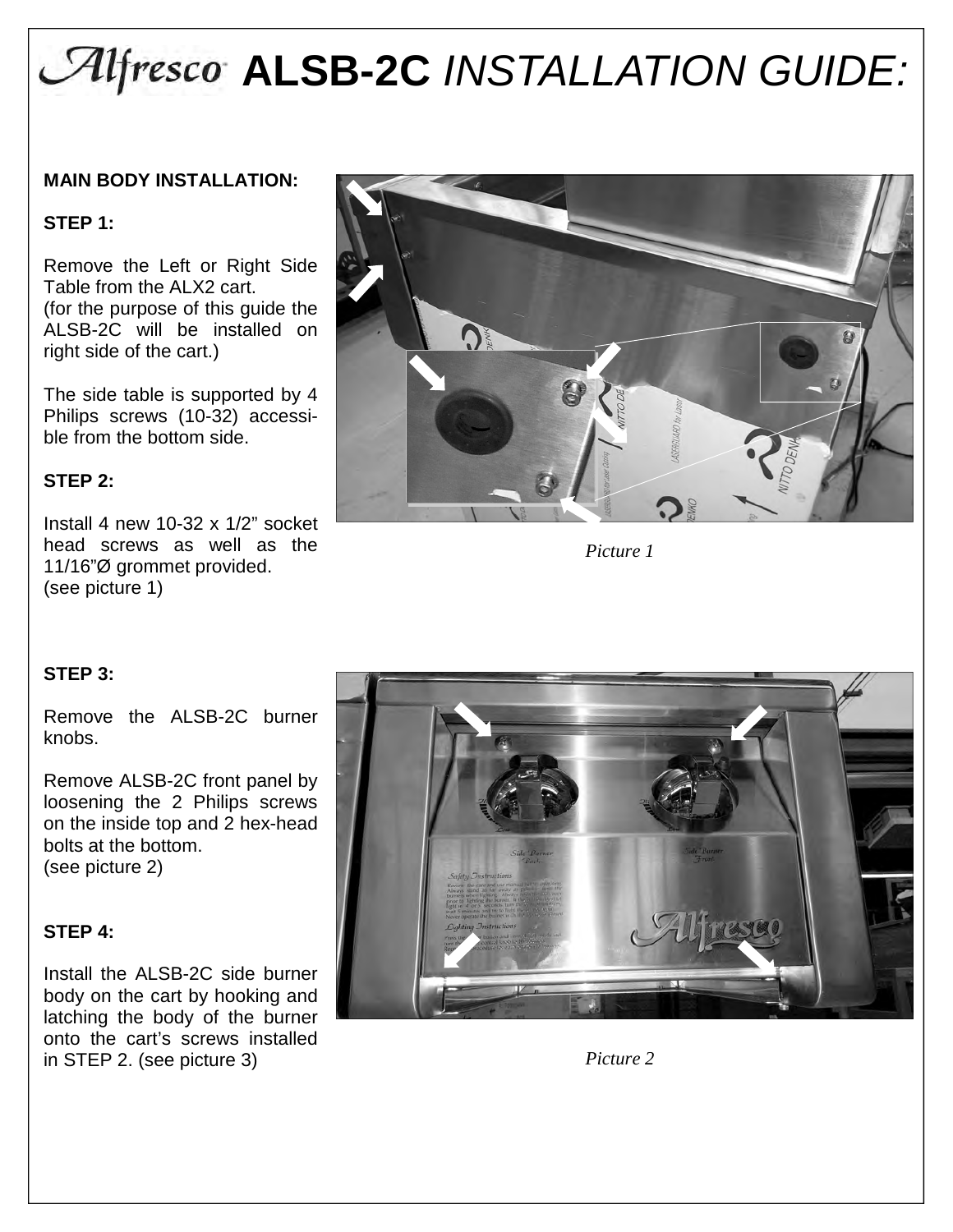# Alfresco ALSB-2C *INSTALLATION GUIDE:*

**MAIN BODY INSTALLATION:**

**STEP 1:**

Remove the Left or Right Side Table from the ALX2 cart.
(for the purpose of this guide the ALSB-2C will be installed on right side of the cart.)

The side table is supported by 4 Philips screws (10-32) accessible from the bottom side.

**STEP 2:**

Install 4 new 10-32 x 1/2" socket head screws as well as the 11/16"Ø grommet provided.
(see picture 1)

*Picture 1*

**STEP 3:**

Remove the ALSB-2C burner knobs.

Remove ALSB-2C front panel by loosening the 2 Philips screws on the inside top and 2 hex-head bolts at the bottom.
(see picture 2)

**STEP 4:**

Install the ALSB-2C side burner body on the cart by hooking and latching the body of the burner onto the cart's screws installed in STEP 2. (see picture 3)

*Picture 2*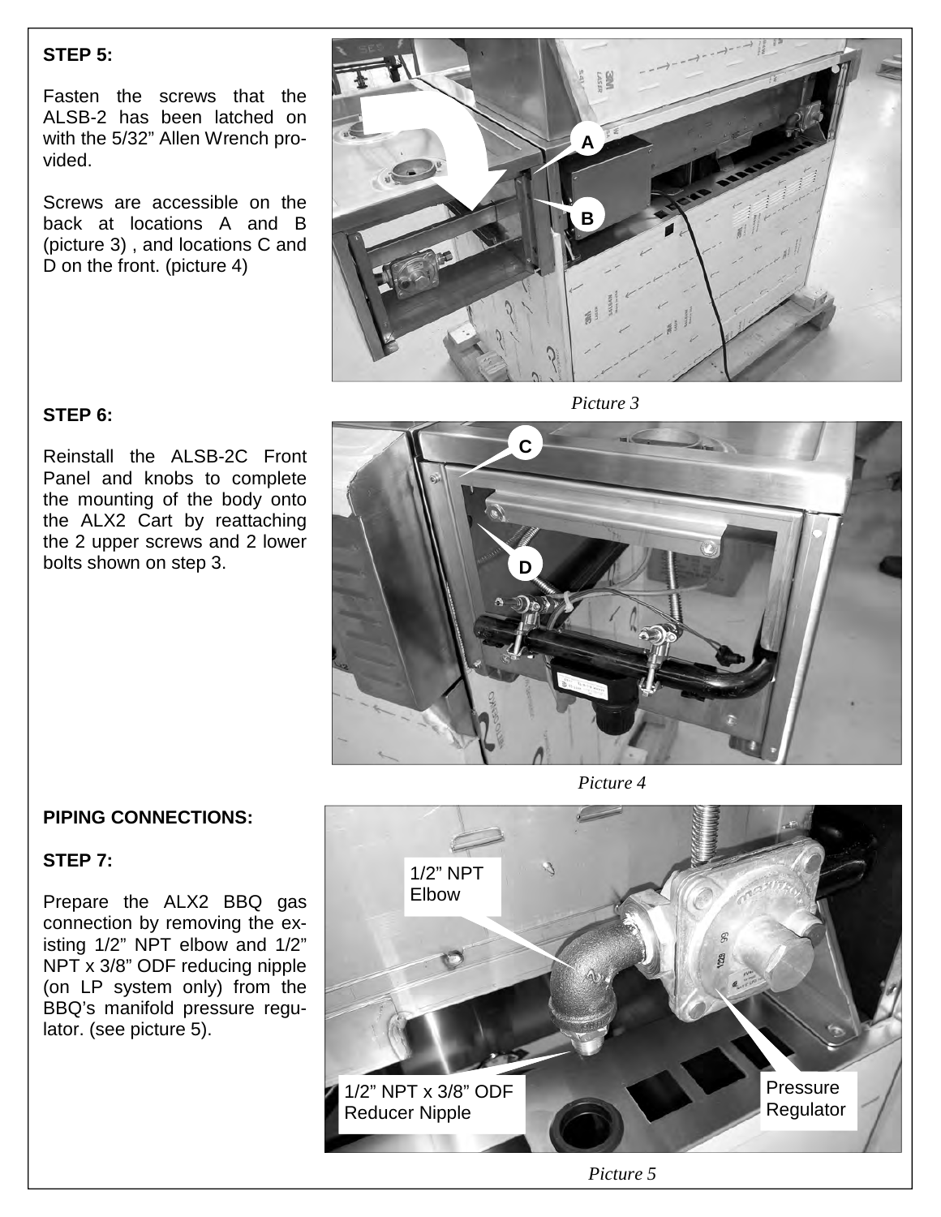**STEP 5:**

Fasten the screws that the ALSB-2 has been latched on with the 5/32" Allen Wrench provided.

Screws are accessible on the back at locations A and B (picture 3) , and locations C and D on the front. (picture 4)

A

B

*Picture 3*

**STEP 6:**

Reinstall the ALSB-2C Front Panel and knobs to complete the mounting of the body onto the ALX2 Cart by reattaching the 2 upper screws and 2 lower bolts shown on step 3.

C

D

*Picture 4*

**PIPING CONNECTIONS:**

**STEP 7:**

Prepare the ALX2 BBQ gas connection by removing the existing 1/2" NPT elbow and 1/2" NPT x 3/8" ODF reducing nipple (on LP system only) from the BBQ's manifold pressure regulator. (see picture 5).

1/2" NPT Elbow

1/2" NPT x 3/8" ODF Reducer Nipple

Pressure Regulator

*Picture 5*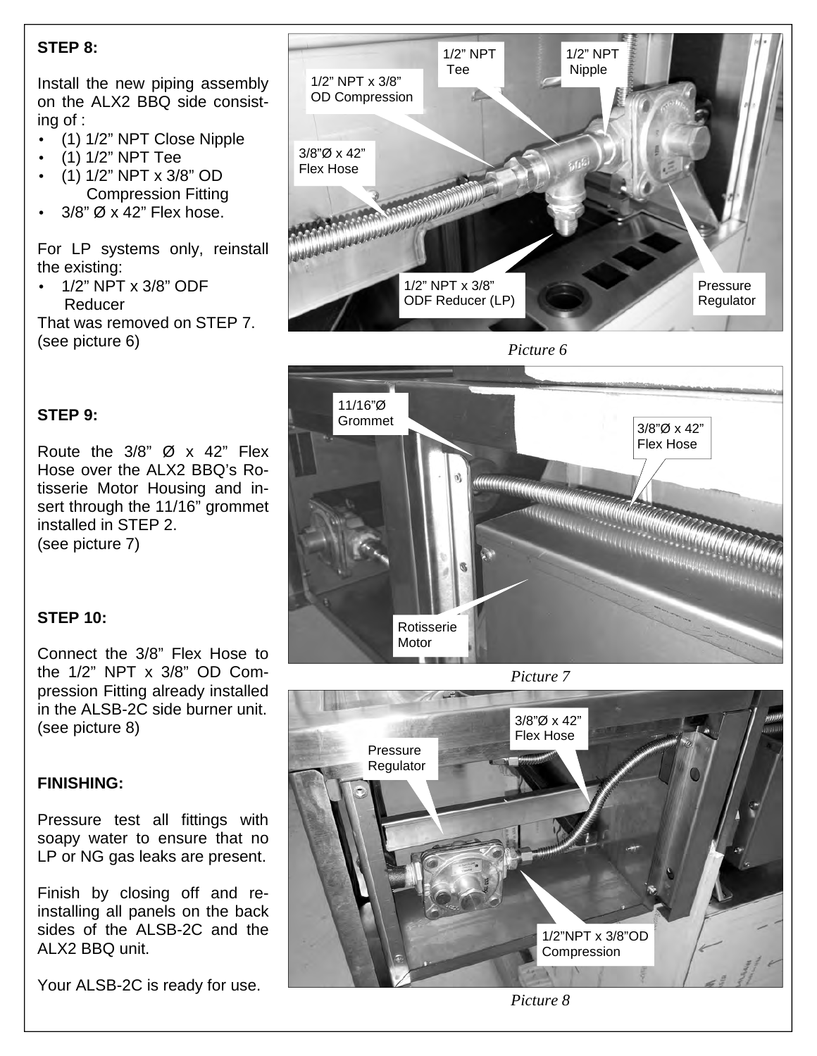**STEP 8:**

Install the new piping assembly on the ALX2 BBQ side consisting of :

- (1) 1/2" NPT Close Nipple
- (1) 1/2" NPT Tee
- (1) 1/2" NPT x 3/8" OD Compression Fitting
- 3/8" Ø x 42" Flex hose.

For LP systems only, reinstall the existing:

- 1/2" NPT x 3/8" ODF Reducer

That was removed on STEP 7.
(see picture 6)

1/2" NPT Tee
1/2" NPT Nipple
1/2" NPT x 3/8" OD Compression
3/8"Ø x 42" Flex Hose
1/2" NPT x 3/8" ODF Reducer (LP)
Pressure Regulator

*Picture 6*

**STEP 9:**

Route the 3/8" Ø x 42" Flex Hose over the ALX2 BBQ's Rotisserie Motor Housing and insert through the 11/16" grommet installed in STEP 2.
(see picture 7)

11/16"Ø Grommet
3/8"Ø x 42" Flex Hose
Rotisserie Motor

*Picture 7*

**STEP 10:**

Connect the 3/8" Flex Hose to the 1/2" NPT x 3/8" OD Compression Fitting already installed in the ALSB-2C side burner unit.
(see picture 8)

3/8"Ø x 42" Flex Hose
Pressure Regulator
1/2"NPT x 3/8"OD Compression

*Picture 8*

**FINISHING:**

Pressure test all fittings with soapy water to ensure that no LP or NG gas leaks are present.

Finish by closing off and re-installing all panels on the back sides of the ALSB-2C and the ALX2 BBQ unit.

Your ALSB-2C is ready for use.